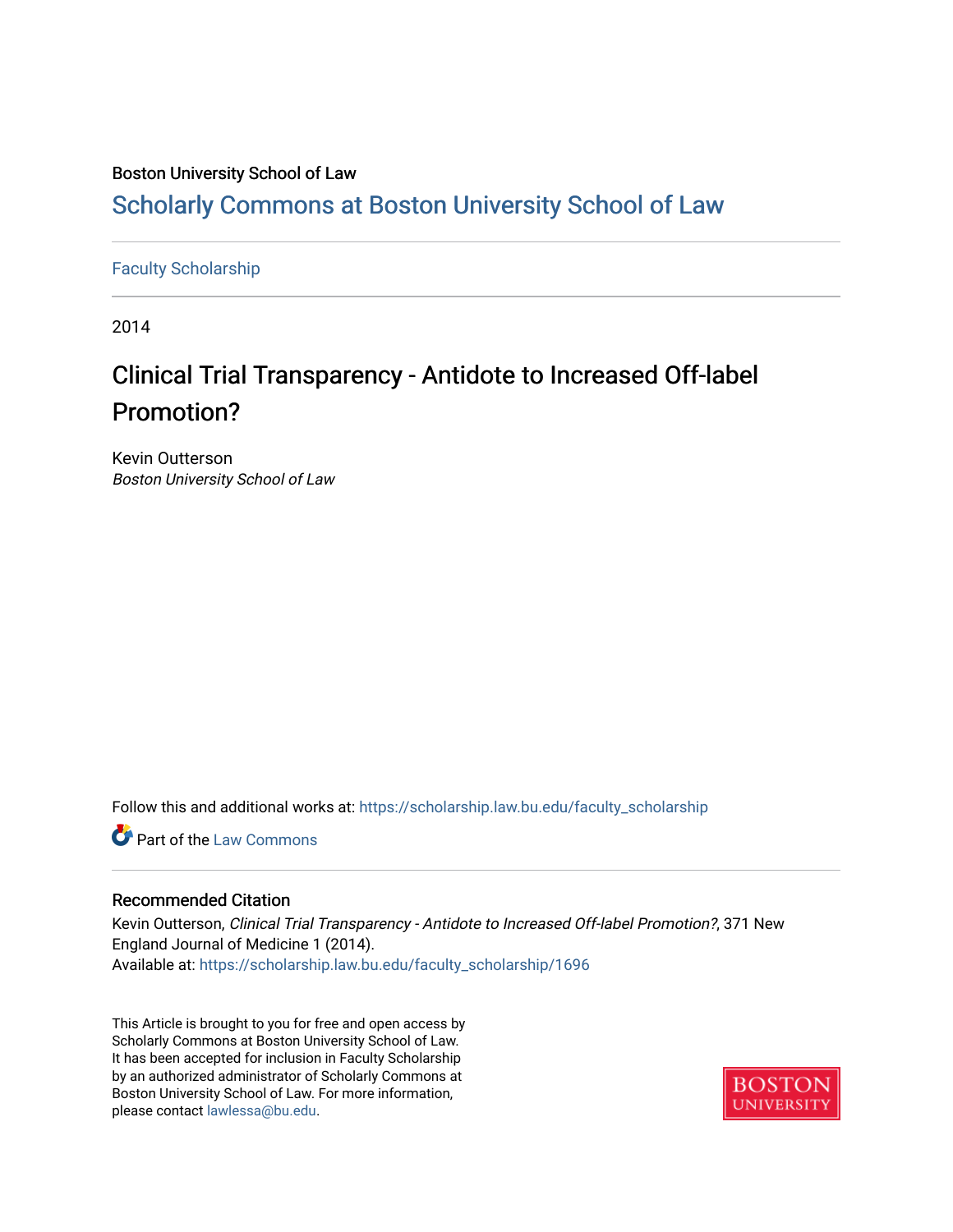Boston University School of Law

# Scholarly Commons at Boston University School of Law

Faculty Scholarship

2014

## Clinical Trial Transparency - Antidote to Increased Off-label Promotion?

Kevin Outterson

*Boston University School of Law*

Follow this and additional works at: https://scholarship.law.bu.edu/faculty_scholarship

Part of the Law Commons

### Recommended Citation

Kevin Outterson, *Clinical Trial Transparency - Antidote to Increased Off-label Promotion?*, 371 New England Journal of Medicine 1 (2014).

Available at: https://scholarship.law.bu.edu/faculty_scholarship/1696

This Article is brought to you for free and open access by Scholarly Commons at Boston University School of Law. It has been accepted for inclusion in Faculty Scholarship by an authorized administrator of Scholarly Commons at Boston University School of Law. For more information, please contact lawlessa@bu.edu.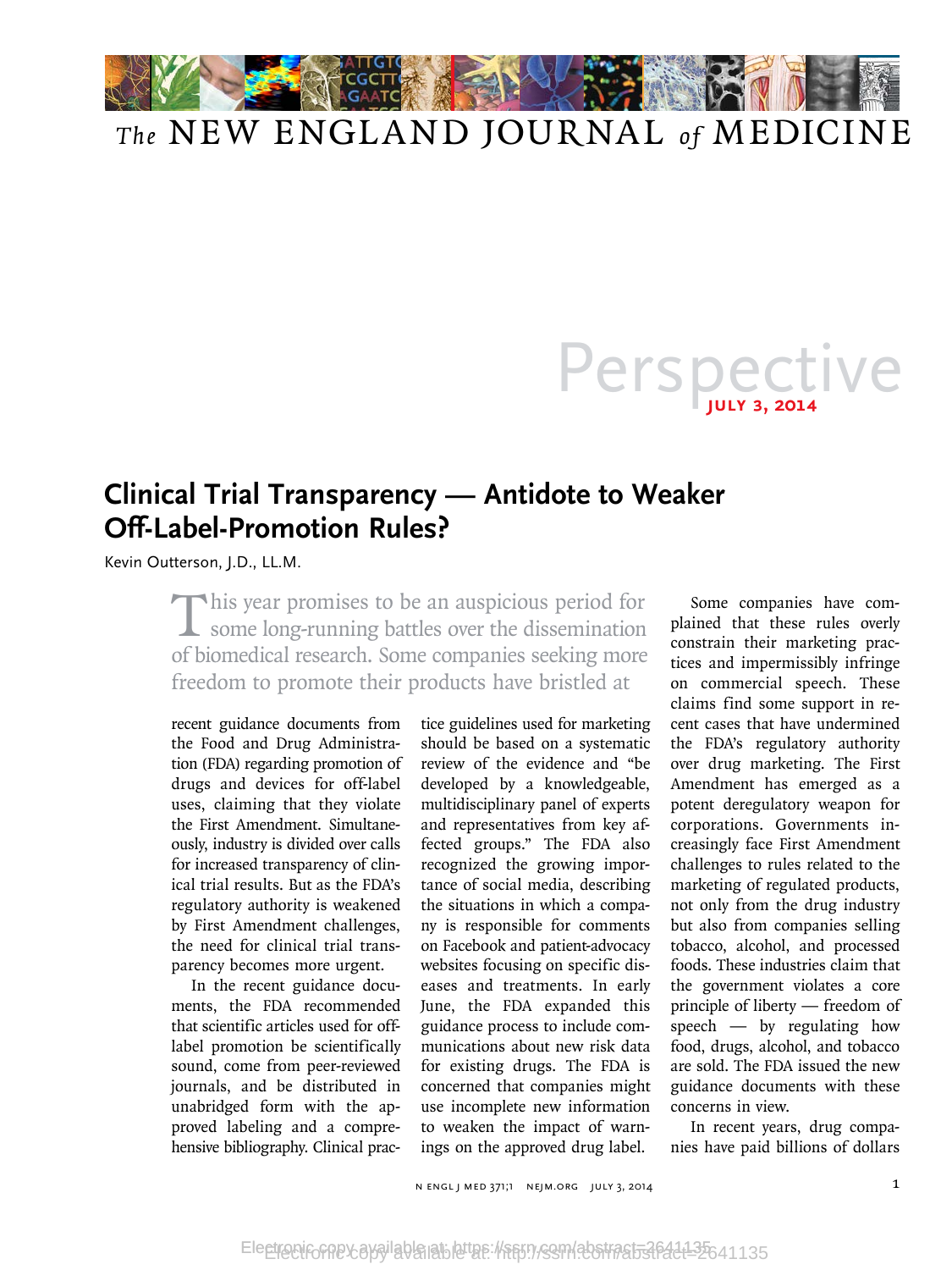# Perspective

**JULY 3, 2014**

## Clinical Trial Transparency — Antidote to Weaker Off-Label-Promotion Rules?

Kevin Outterson, J.D., LL.M.

This year promises to be an auspicious period for some long-running battles over the dissemination of biomedical research. Some companies seeking more freedom to promote their products have bristled at recent guidance documents from the Food and Drug Administration (FDA) regarding promotion of drugs and devices for off-label uses, claiming that they violate the First Amendment. Simultaneously, industry is divided over calls for increased transparency of clinical trial results. But as the FDA's regulatory authority is weakened by First Amendment challenges, the need for clinical trial transparency becomes more urgent.

In the recent guidance documents, the FDA recommended that scientific articles used for off-label promotion be scientifically sound, come from peer-reviewed journals, and be distributed in unabridged form with the approved labeling and a comprehensive bibliography. Clinical practice guidelines used for marketing should be based on a systematic review of the evidence and "be developed by a knowledgeable, multidisciplinary panel of experts and representatives from key affected groups." The FDA also recognized the growing importance of social media, describing the situations in which a company is responsible for comments on Facebook and patient-advocacy websites focusing on specific diseases and treatments. In early June, the FDA expanded this guidance process to include communications about new risk data for existing drugs. The FDA is concerned that companies might use incomplete new information to weaken the impact of warnings on the approved drug label.

Some companies have complained that these rules overly constrain their marketing practices and impermissibly infringe on commercial speech. These claims find some support in recent cases that have undermined the FDA's regulatory authority over drug marketing. The First Amendment has emerged as a potent deregulatory weapon for corporations. Governments increasingly face First Amendment challenges to rules related to the marketing of regulated products, not only from the drug industry but also from companies selling tobacco, alcohol, and processed foods. These industries claim that the government violates a core principle of liberty — freedom of speech — by regulating how food, drugs, alcohol, and tobacco are sold. The FDA issued the new guidance documents with these concerns in view.

In recent years, drug companies have paid billions of dollars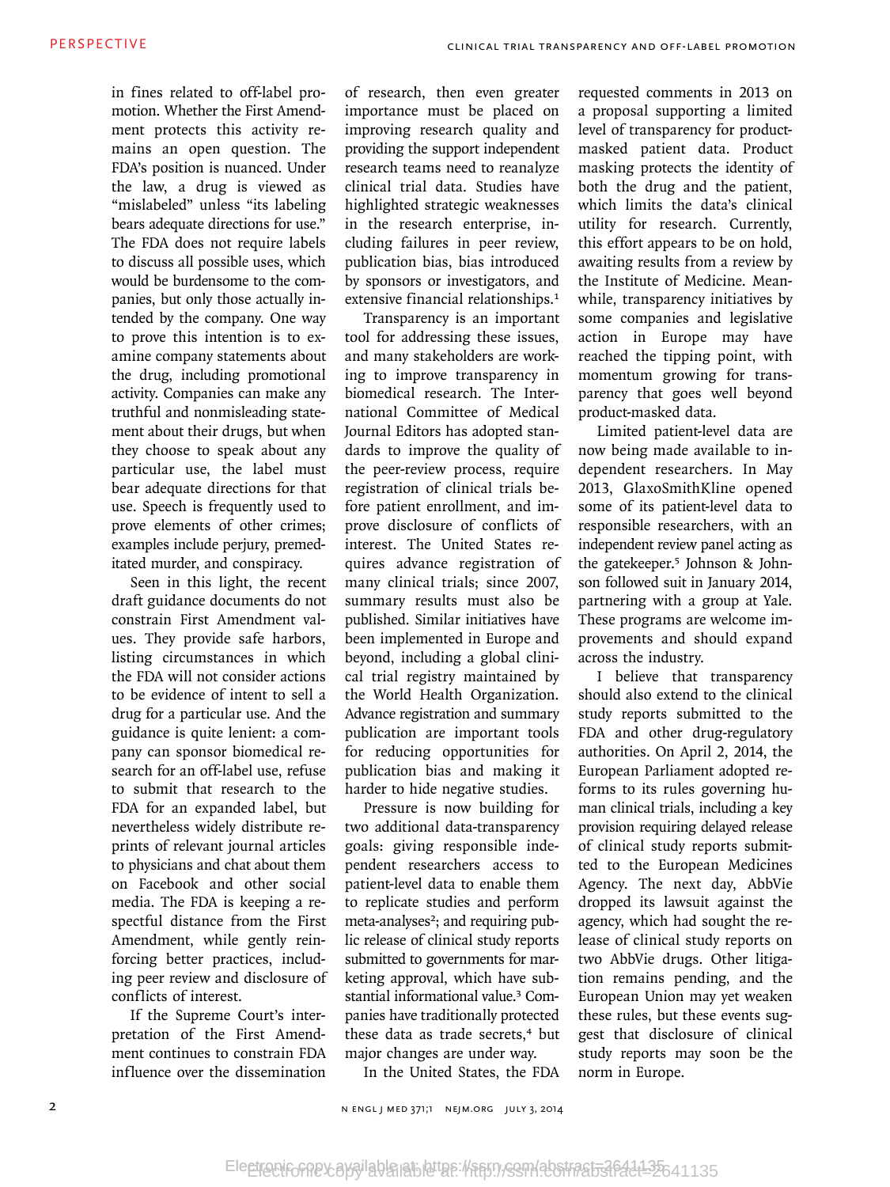in fines related to off-label promotion. Whether the First Amendment protects this activity remains an open question. The FDA's position is nuanced. Under the law, a drug is viewed as "mislabeled" unless "its labeling bears adequate directions for use." The FDA does not require labels to discuss all possible uses, which would be burdensome to the companies, but only those actually intended by the company. One way to prove this intention is to examine company statements about the drug, including promotional activity. Companies can make any truthful and nonmisleading statement about their drugs, but when they choose to speak about any particular use, the label must bear adequate directions for that use. Speech is frequently used to prove elements of other crimes; examples include perjury, premeditated murder, and conspiracy.

Seen in this light, the recent draft guidance documents do not constrain First Amendment values. They provide safe harbors, listing circumstances in which the FDA will not consider actions to be evidence of intent to sell a drug for a particular use. And the guidance is quite lenient: a company can sponsor biomedical research for an off-label use, refuse to submit that research to the FDA for an expanded label, but nevertheless widely distribute reprints of relevant journal articles to physicians and chat about them on Facebook and other social media. The FDA is keeping a respectful distance from the First Amendment, while gently reinforcing better practices, including peer review and disclosure of conflicts of interest.

If the Supreme Court's interpretation of the First Amendment continues to constrain FDA influence over the dissemination of research, then even greater importance must be placed on improving research quality and providing the support independent research teams need to reanalyze clinical trial data. Studies have highlighted strategic weaknesses in the research enterprise, including failures in peer review, publication bias, bias introduced by sponsors or investigators, and extensive financial relationships.[1]

Transparency is an important tool for addressing these issues, and many stakeholders are working to improve transparency in biomedical research. The International Committee of Medical Journal Editors has adopted standards to improve the quality of the peer-review process, require registration of clinical trials before patient enrollment, and improve disclosure of conflicts of interest. The United States requires advance registration of many clinical trials; since 2007, summary results must also be published. Similar initiatives have been implemented in Europe and beyond, including a global clinical trial registry maintained by the World Health Organization. Advance registration and summary publication are important tools for reducing opportunities for publication bias and making it harder to hide negative studies.

Pressure is now building for two additional data-transparency goals: giving responsible independent researchers access to patient-level data to enable them to replicate studies and perform meta-analyses[2]; and requiring public release of clinical study reports submitted to governments for marketing approval, which have substantial informational value.[3] Companies have traditionally protected these data as trade secrets,[4] but major changes are under way.

In the United States, the FDA requested comments in 2013 on a proposal supporting a limited level of transparency for product-masked patient data. Product masking protects the identity of both the drug and the patient, which limits the data's clinical utility for research. Currently, this effort appears to be on hold, awaiting results from a review by the Institute of Medicine. Meanwhile, transparency initiatives by some companies and legislative action in Europe may have reached the tipping point, with momentum growing for transparency that goes well beyond product-masked data.

Limited patient-level data are now being made available to independent researchers. In May 2013, GlaxoSmithKline opened some of its patient-level data to responsible researchers, with an independent review panel acting as the gatekeeper.[5] Johnson & Johnson followed suit in January 2014, partnering with a group at Yale. These programs are welcome improvements and should expand across the industry.

I believe that transparency should also extend to the clinical study reports submitted to the FDA and other drug-regulatory authorities. On April 2, 2014, the European Parliament adopted reforms to its rules governing human clinical trials, including a key provision requiring delayed release of clinical study reports submitted to the European Medicines Agency. The next day, AbbVie dropped its lawsuit against the agency, which had sought the release of clinical study reports on two AbbVie drugs. Other litigation remains pending, and the European Union may yet weaken these rules, but these events suggest that disclosure of clinical study reports may soon be the norm in Europe.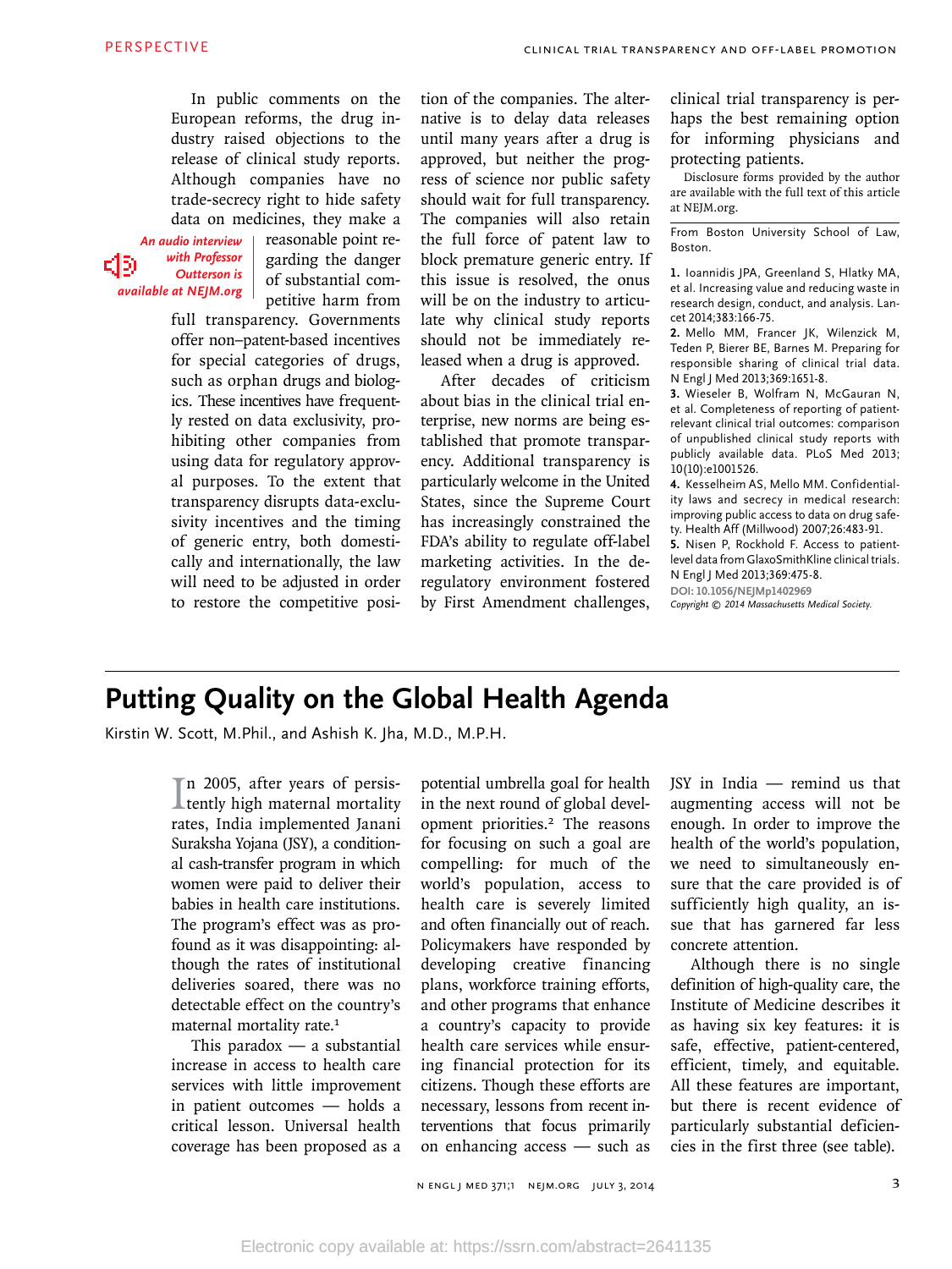In public comments on the European reforms, the drug industry raised objections to the release of clinical study reports. Although companies have no trade-secrecy right to hide safety data on medicines, they make a reasonable point regarding the danger of substantial competitive harm from full transparency. Governments offer non–patent-based incentives for special categories of drugs, such as orphan drugs and biologics. These incentives have frequently rested on data exclusivity, prohibiting other companies from using data for regulatory approval purposes. To the extent that transparency disrupts data-exclusivity incentives and the timing of generic entry, both domestically and internationally, the law will need to be adjusted in order to restore the competitive position of the companies. The alternative is to delay data releases until many years after a drug is approved, but neither the progress of science nor public safety should wait for full transparency. The companies will also retain the full force of patent law to block premature generic entry. If this issue is resolved, the onus will be on the industry to articulate why clinical study reports should not be immediately released when a drug is approved.

*An audio interview with Professor Outterson is available at NEJM.org*

After decades of criticism about bias in the clinical trial enterprise, new norms are being established that promote transparency. Additional transparency is particularly welcome in the United States, since the Supreme Court has increasingly constrained the FDA's ability to regulate off-label marketing activities. In the deregulatory environment fostered by First Amendment challenges, clinical trial transparency is perhaps the best remaining option for informing physicians and protecting patients.

Disclosure forms provided by the author are available with the full text of this article at NEJM.org.

From Boston University School of Law, Boston.

1. Ioannidis JPA, Greenland S, Hlatky MA, et al. Increasing value and reducing waste in research design, conduct, and analysis. Lancet 2014;383:166-75.
2. Mello MM, Francer JK, Wilenzick M, Teden P, Bierer BE, Barnes M. Preparing for responsible sharing of clinical trial data. N Engl J Med 2013;369:1651-8.
3. Wieseler B, Wolfram N, McGauran N, et al. Completeness of reporting of patient-relevant clinical trial outcomes: comparison of unpublished clinical study reports with publicly available data. PLoS Med 2013; 10(10):e1001526.
4. Kesselheim AS, Mello MM. Confidentiality laws and secrecy in medical research: improving public access to data on drug safety. Health Aff (Millwood) 2007;26:483-91.
5. Nisen P, Rockhold F. Access to patient-level data from GlaxoSmithKline clinical trials. N Engl J Med 2013;369:475-8.

DOI: 10.1056/NEJMp1402969

*Copyright © 2014 Massachusetts Medical Society.*

# Putting Quality on the Global Health Agenda

Kirstin W. Scott, M.Phil., and Ashish K. Jha, M.D., M.P.H.

In 2005, after years of persistently high maternal mortality rates, India implemented Janani Suraksha Yojana (JSY), a conditional cash-transfer program in which women were paid to deliver their babies in health care institutions. The program's effect was as profound as it was disappointing: although the rates of institutional deliveries soared, there was no detectable effect on the country's maternal mortality rate.[1]

This paradox — a substantial increase in access to health care services with little improvement in patient outcomes — holds a critical lesson. Universal health coverage has been proposed as a potential umbrella goal for health in the next round of global development priorities.[2] The reasons for focusing on such a goal are compelling: for much of the world's population, access to health care is severely limited and often financially out of reach. Policymakers have responded by developing creative financing plans, workforce training efforts, and other programs that enhance a country's capacity to provide health care services while ensuring financial protection for its citizens. Though these efforts are necessary, lessons from recent interventions that focus primarily on enhancing access — such as JSY in India — remind us that augmenting access will not be enough. In order to improve the health of the world's population, we need to simultaneously ensure that the care provided is of sufficiently high quality, an issue that has garnered far less concrete attention.

Although there is no single definition of high-quality care, the Institute of Medicine describes it as having six key features: it is safe, effective, patient-centered, efficient, timely, and equitable. All these features are important, but there is recent evidence of particularly substantial deficiencies in the first three (see table).

Electronic copy available at: https://ssrn.com/abstract=2641135